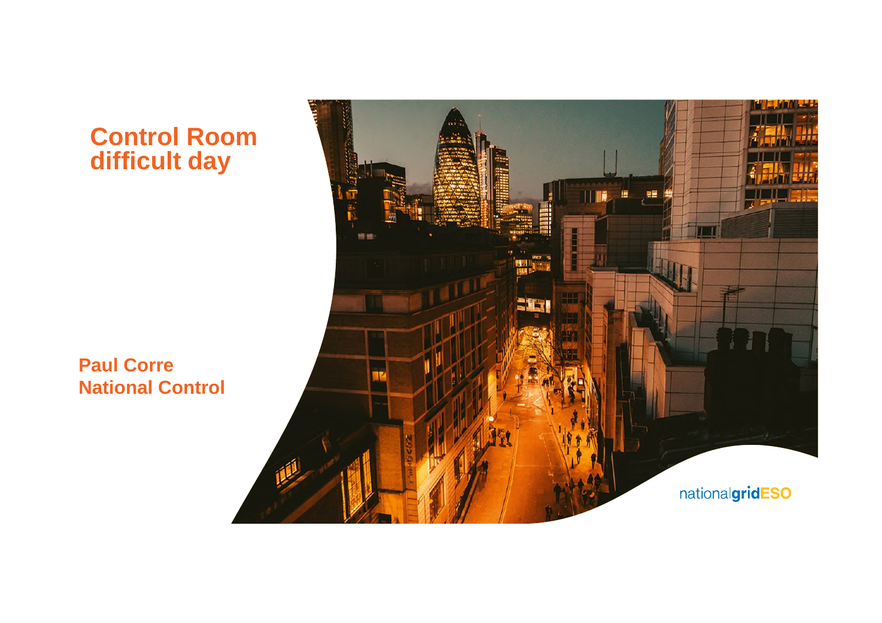# Control Room difficult day

**Paul Corre**
**National Control**

nationalgridESO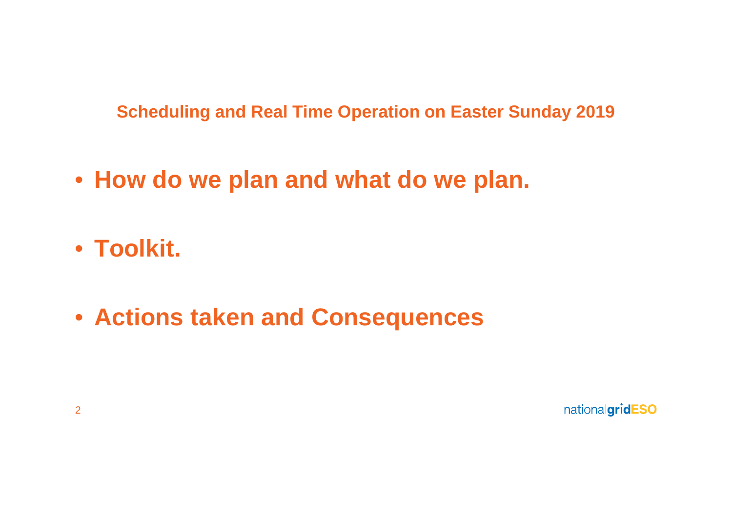## Scheduling and Real Time Operation on Easter Sunday 2019

- **How do we plan and what do we plan.**
- **Toolkit.**
- **Actions taken and Consequences**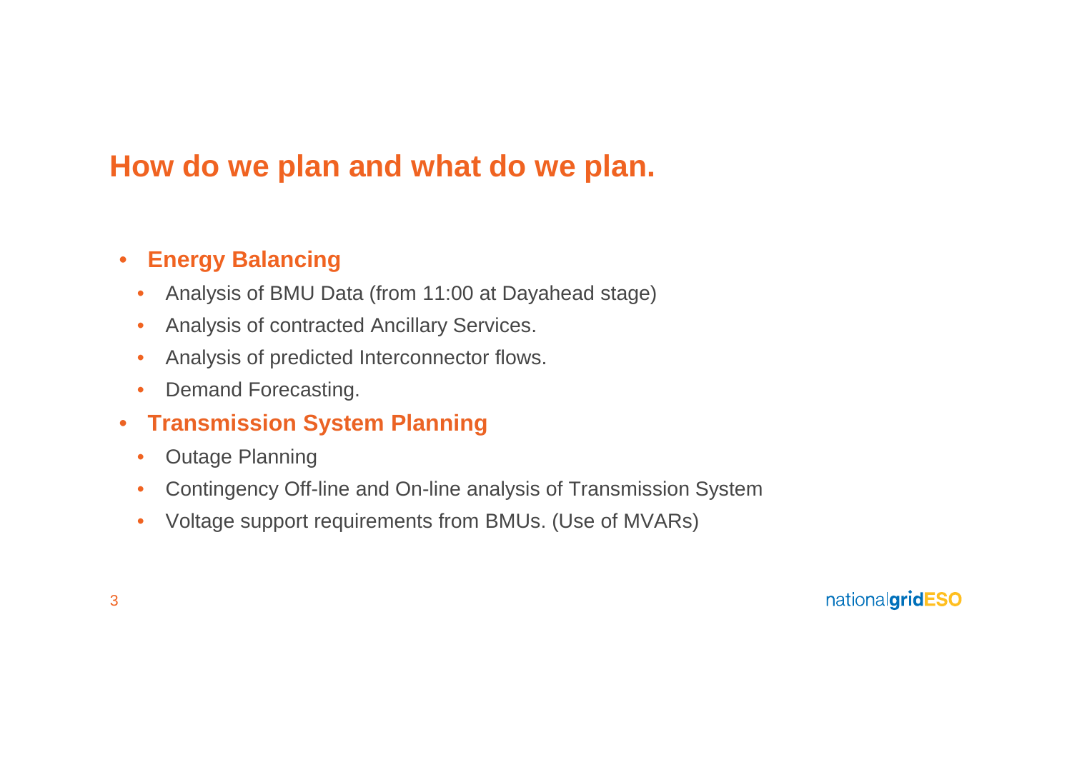## How do we plan and what do we plan.

- **Energy Balancing**
  - Analysis of BMU Data (from 11:00 at Dayahead stage)
  - Analysis of contracted Ancillary Services.
  - Analysis of predicted Interconnector flows.
  - Demand Forecasting.
- **Transmission System Planning**
  - Outage Planning
  - Contingency Off-line and On-line analysis of Transmission System
  - Voltage support requirements from BMUs. (Use of MVARs)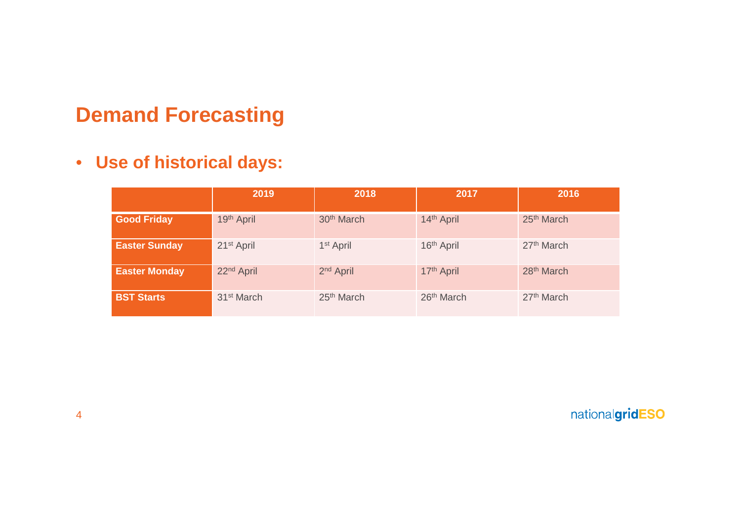# Demand Forecasting

- **Use of historical days:**

| | 2019 | 2018 | 2017 | 2016 |
|---|---|---|---|---|
| **Good Friday** | 19th April | 30th March | 14th April | 25th March |
| **Easter Sunday** | 21st April | 1st April | 16th April | 27th March |
| **Easter Monday** | 22nd April | 2nd April | 17th April | 28th March |
| **BST Starts** | 31st March | 25th March | 26th March | 27th March |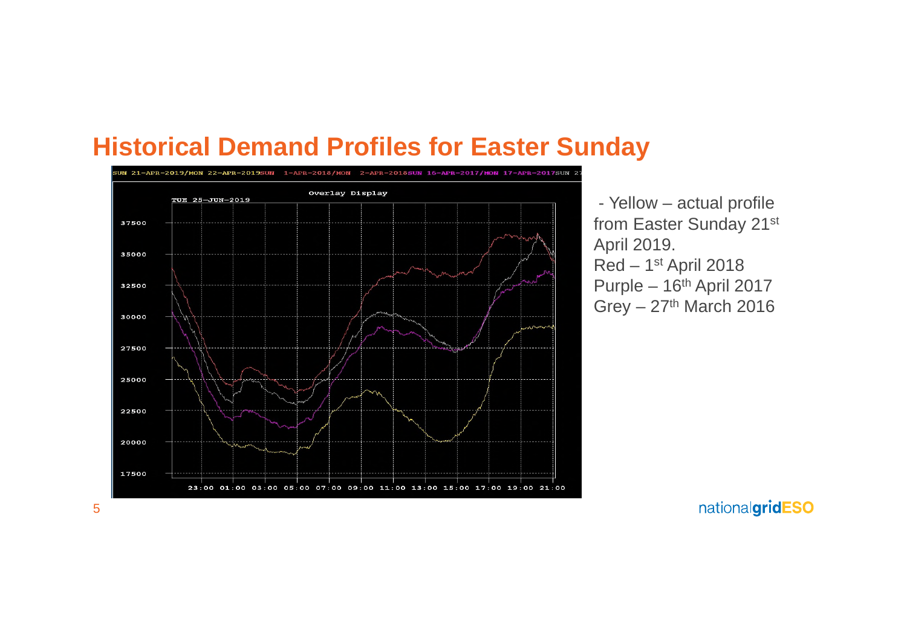# Historical Demand Profiles for Easter Sunday

- Yellow – actual profile from Easter Sunday 21st April 2019.

Red – 1st April 2018

Purple – 16th April 2017

Grey – 27th March 2016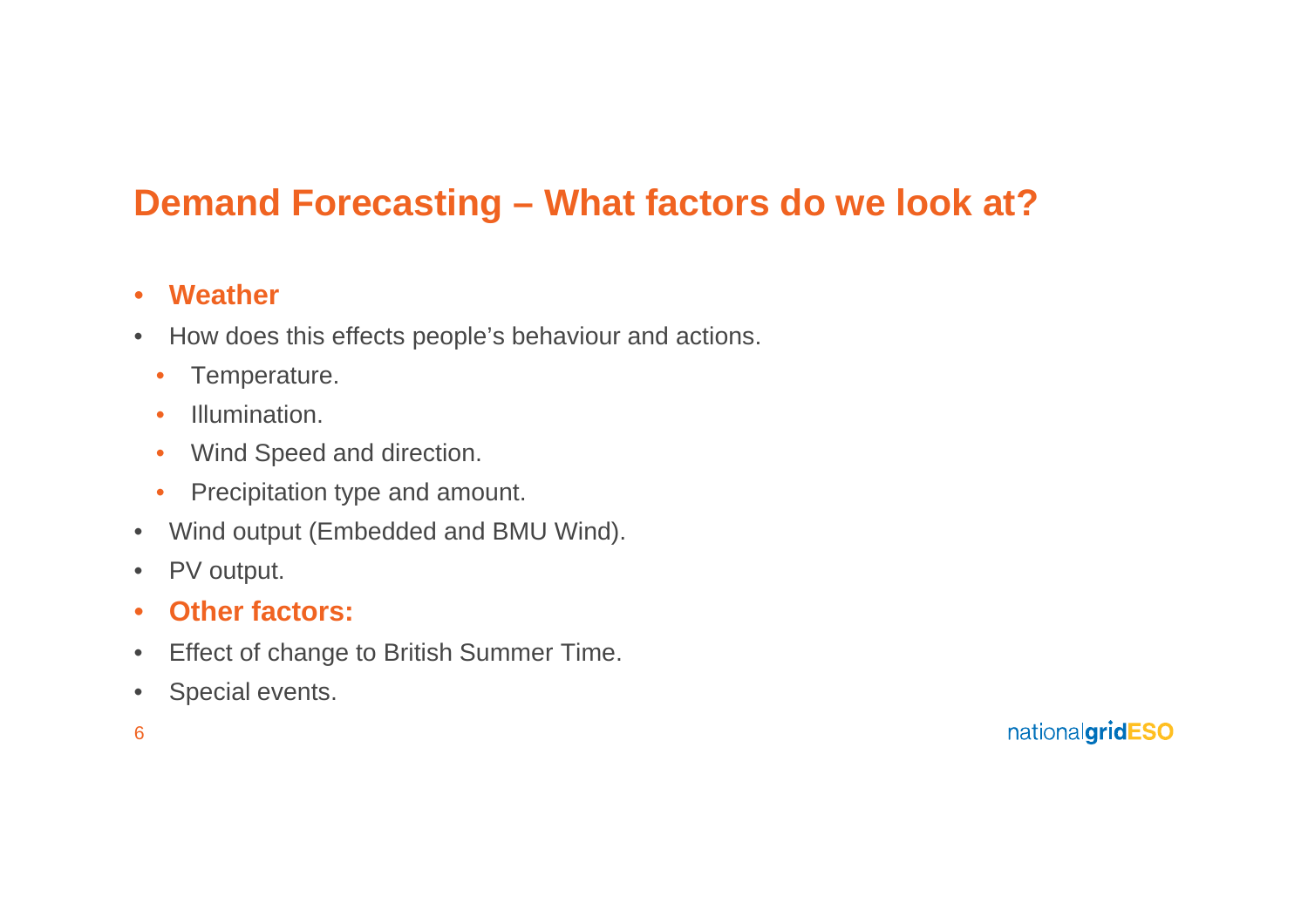# Demand Forecasting – What factors do we look at?

- **Weather**
- How does this effects people's behaviour and actions.
  - Temperature.
  - Illumination.
  - Wind Speed and direction.
  - Precipitation type and amount.
- Wind output (Embedded and BMU Wind).
- PV output.
- **Other factors:**
- Effect of change to British Summer Time.
- Special events.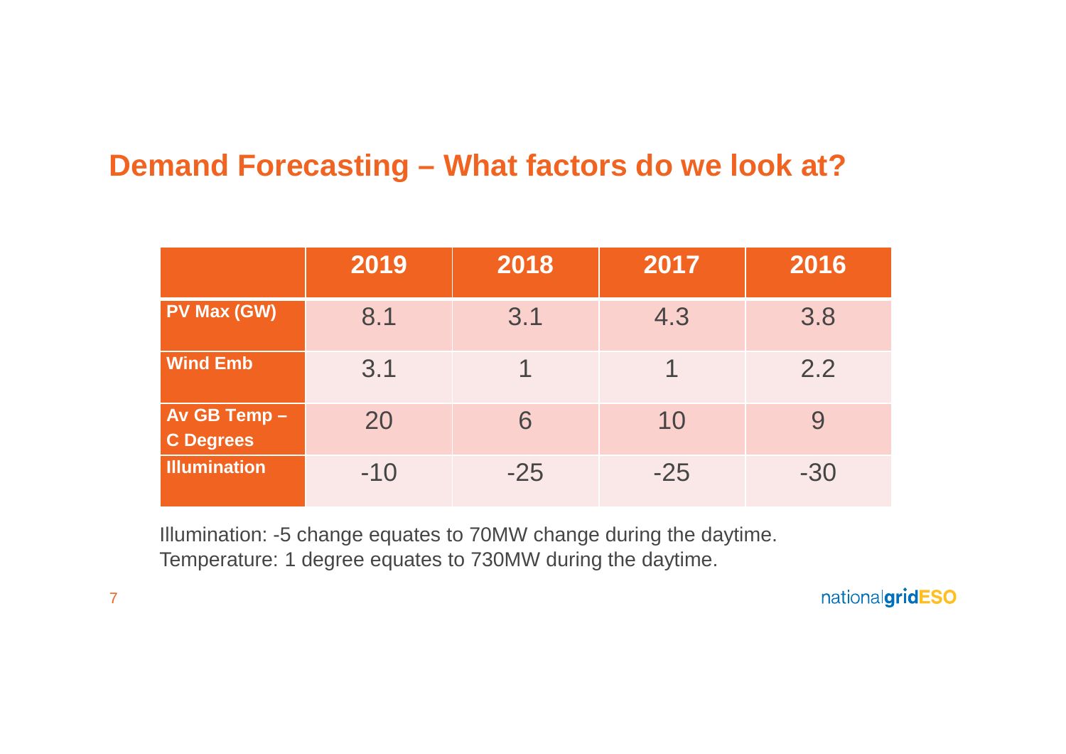## Demand Forecasting – What factors do we look at?

| | 2019 | 2018 | 2017 | 2016 |
|---|---|---|---|---|
| **PV Max (GW)** | 8.1 | 3.1 | 4.3 | 3.8 |
| **Wind Emb** | 3.1 | 1 | 1 | 2.2 |
| **Av GB Temp – C Degrees** | 20 | 6 | 10 | 9 |
| **Illumination** | -10 | -25 | -25 | -30 |

Illumination: -5 change equates to 70MW change during the daytime.
Temperature: 1 degree equates to 730MW during the daytime.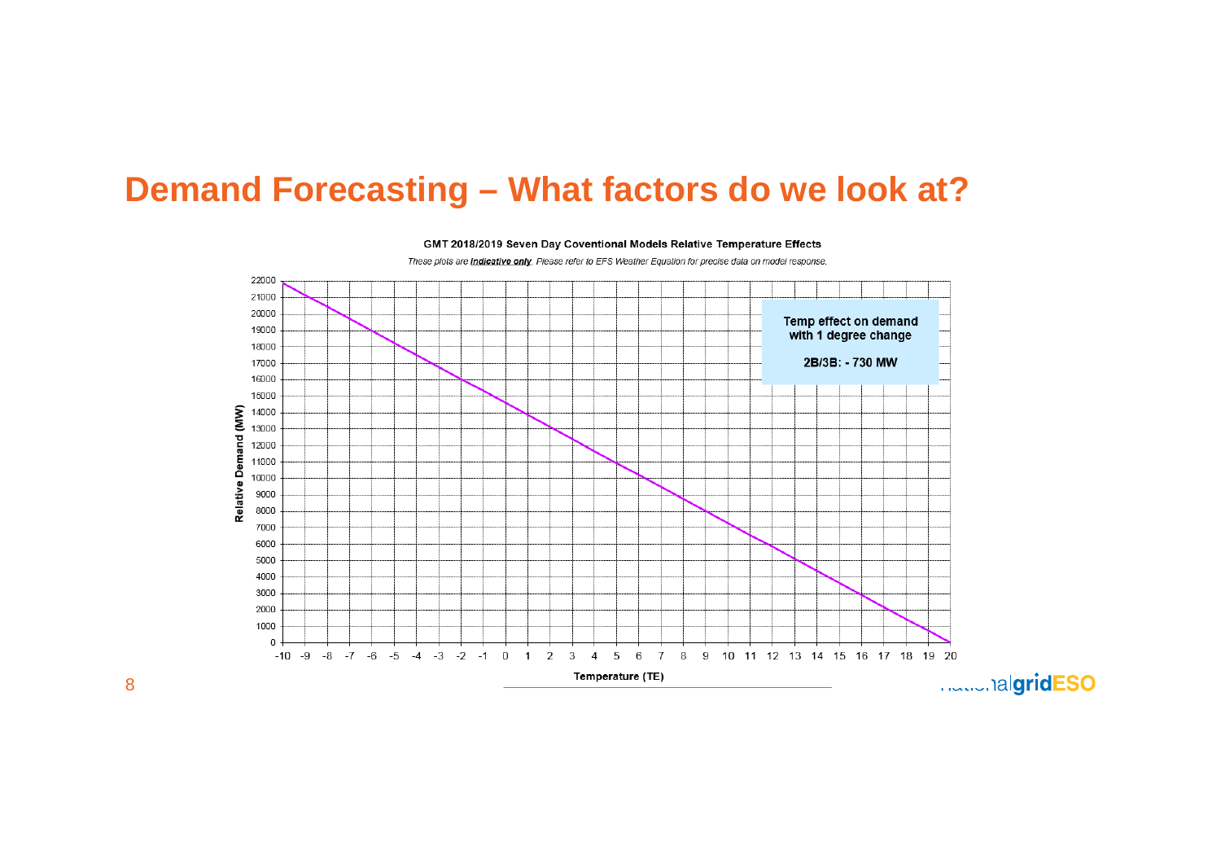# Demand Forecasting – What factors do we look at?

**GMT 2018/2019 Seven Day Coventional Models Relative Temperature Effects**

*These plots are **Indicative only**. Please refer to EFS Weather Equation for precise data on model response.*

**Temp effect on demand with 1 degree change**

**2B/3B: - 730 MW**

Relative Demand (MW)

Temperature (TE)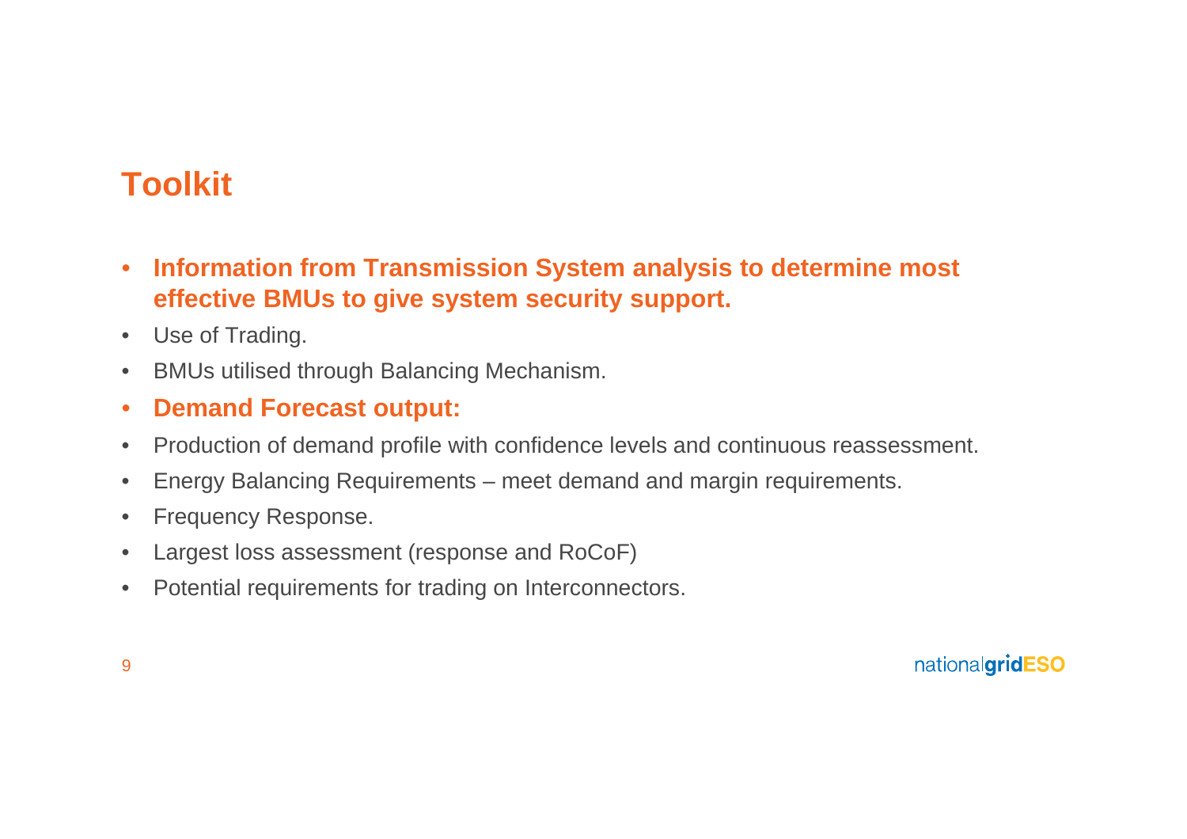# Toolkit

- **Information from Transmission System analysis to determine most effective BMUs to give system security support.**
- Use of Trading.
- BMUs utilised through Balancing Mechanism.
- **Demand Forecast output:**
- Production of demand profile with confidence levels and continuous reassessment.
- Energy Balancing Requirements – meet demand and margin requirements.
- Frequency Response.
- Largest loss assessment (response and RoCoF)
- Potential requirements for trading on Interconnectors.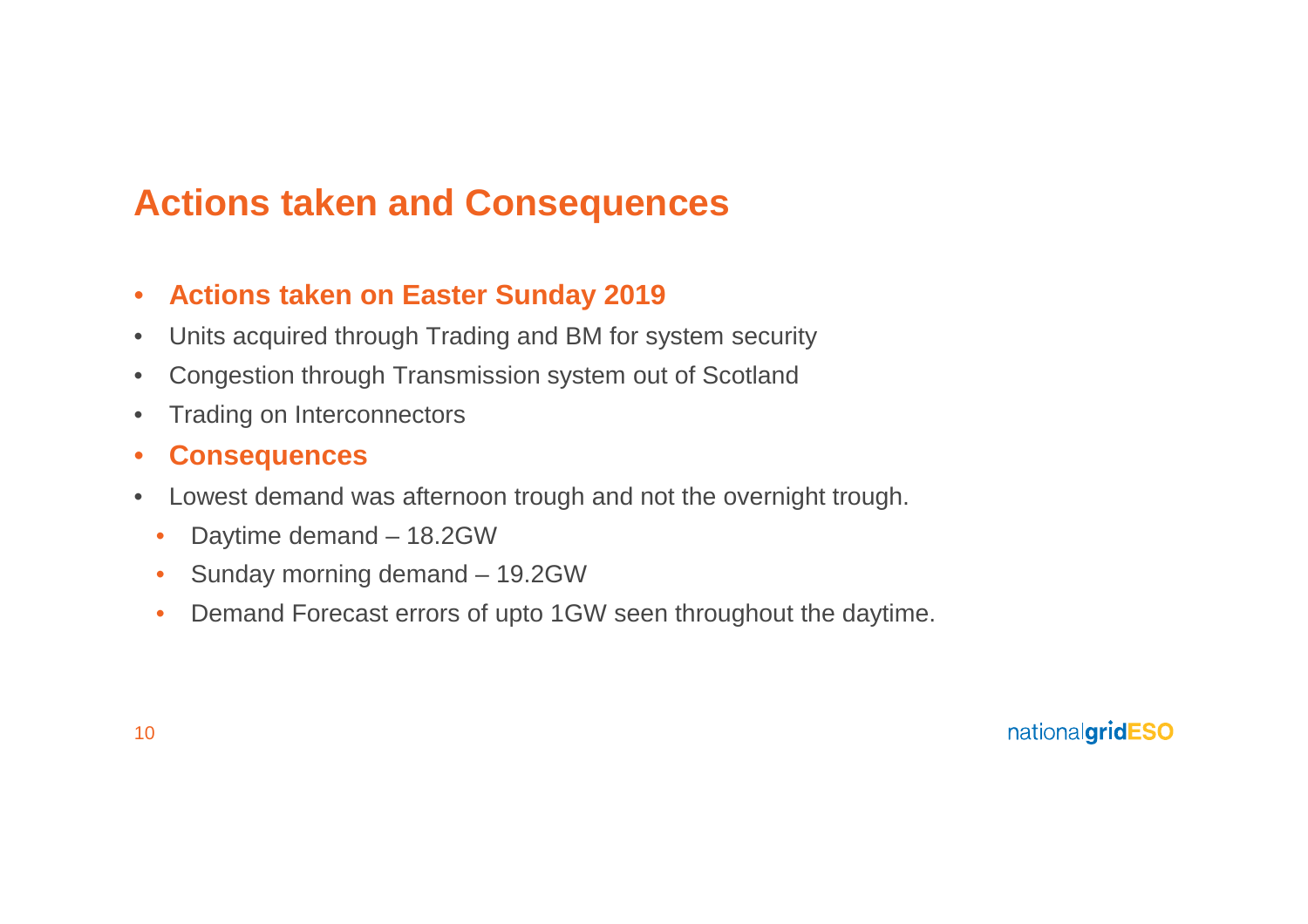## Actions taken and Consequences

- **Actions taken on Easter Sunday 2019**
- Units acquired through Trading and BM for system security
- Congestion through Transmission system out of Scotland
- Trading on Interconnectors
- **Consequences**
- Lowest demand was afternoon trough and not the overnight trough.
  - Daytime demand – 18.2GW
  - Sunday morning demand – 19.2GW
  - Demand Forecast errors of upto 1GW seen throughout the daytime.